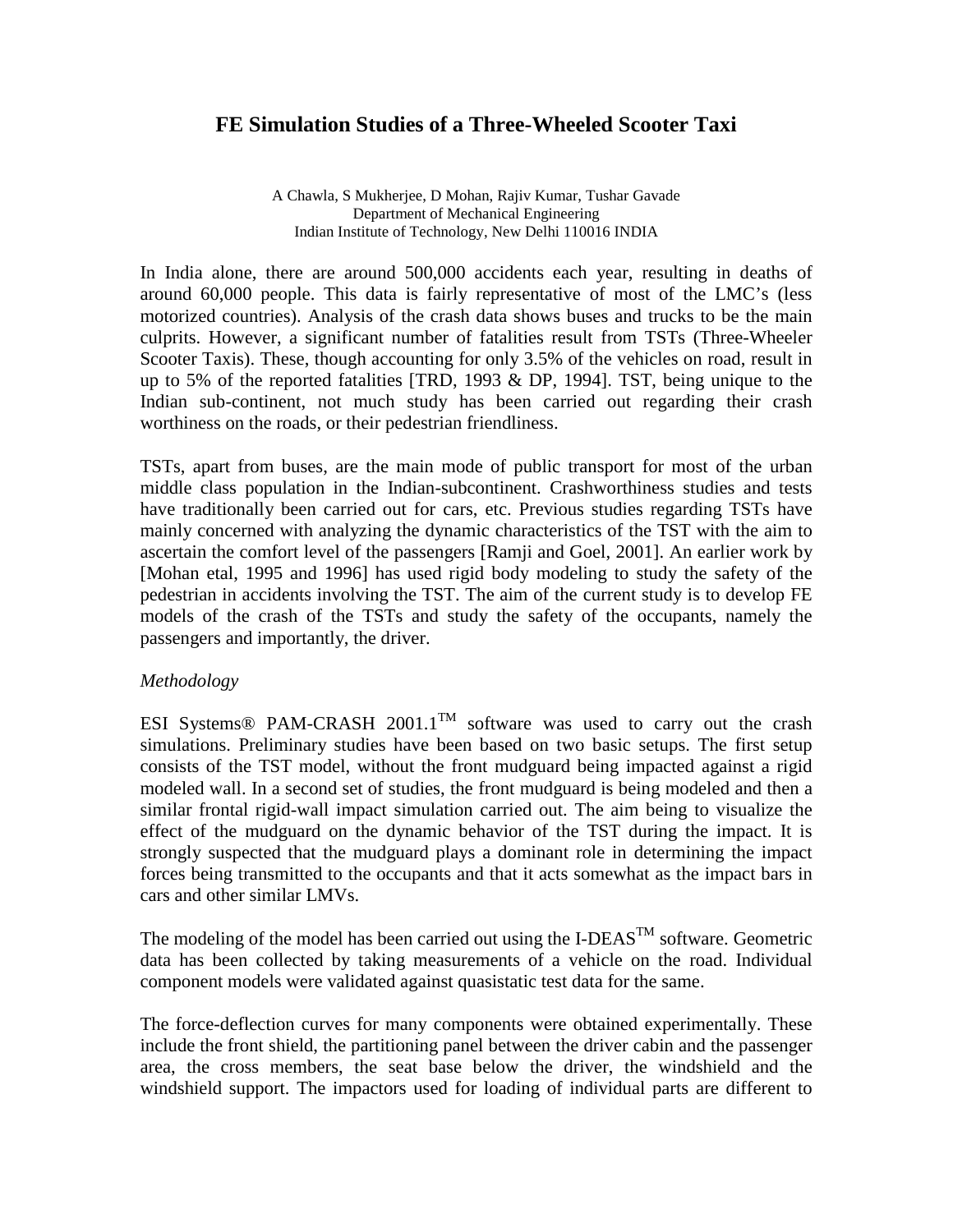# FE Simulation Studies of a Three-Wheeled Scooter Taxi

A Chawla, S Mukherjee, D Mohan, Rajiv Kumar, Tushar Gavade
Department of Mechanical Engineering
Indian Institute of Technology, New Delhi 110016 INDIA

In India alone, there are around 500,000 accidents each year, resulting in deaths of around 60,000 people. This data is fairly representative of most of the LMC's (less motorized countries). Analysis of the crash data shows buses and trucks to be the main culprits. However, a significant number of fatalities result from TSTs (Three-Wheeler Scooter Taxis). These, though accounting for only 3.5% of the vehicles on road, result in up to 5% of the reported fatalities [TRD, 1993 & DP, 1994]. TST, being unique to the Indian sub-continent, not much study has been carried out regarding their crash worthiness on the roads, or their pedestrian friendliness.

TSTs, apart from buses, are the main mode of public transport for most of the urban middle class population in the Indian-subcontinent. Crashworthiness studies and tests have traditionally been carried out for cars, etc. Previous studies regarding TSTs have mainly concerned with analyzing the dynamic characteristics of the TST with the aim to ascertain the comfort level of the passengers [Ramji and Goel, 2001]. An earlier work by [Mohan etal, 1995 and 1996] has used rigid body modeling to study the safety of the pedestrian in accidents involving the TST. The aim of the current study is to develop FE models of the crash of the TSTs and study the safety of the occupants, namely the passengers and importantly, the driver.

*Methodology*

ESI Systems® PAM-CRASH 2001.1™ software was used to carry out the crash simulations. Preliminary studies have been based on two basic setups. The first setup consists of the TST model, without the front mudguard being impacted against a rigid modeled wall. In a second set of studies, the front mudguard is being modeled and then a similar frontal rigid-wall impact simulation carried out. The aim being to visualize the effect of the mudguard on the dynamic behavior of the TST during the impact. It is strongly suspected that the mudguard plays a dominant role in determining the impact forces being transmitted to the occupants and that it acts somewhat as the impact bars in cars and other similar LMVs.

The modeling of the model has been carried out using the I-DEAS™ software. Geometric data has been collected by taking measurements of a vehicle on the road. Individual component models were validated against quasistatic test data for the same.

The force-deflection curves for many components were obtained experimentally. These include the front shield, the partitioning panel between the driver cabin and the passenger area, the cross members, the seat base below the driver, the windshield and the windshield support. The impactors used for loading of individual parts are different to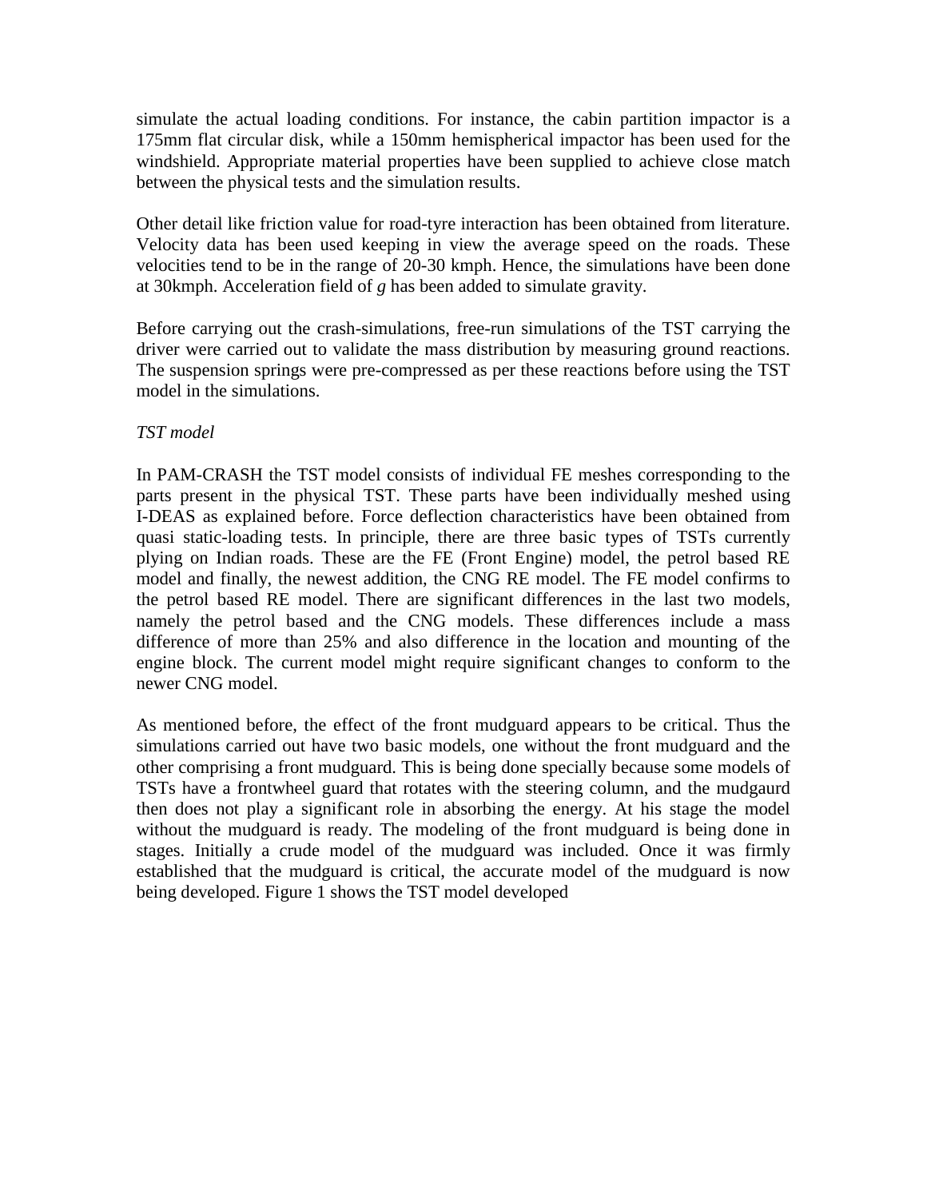simulate the actual loading conditions. For instance, the cabin partition impactor is a 175mm flat circular disk, while a 150mm hemispherical impactor has been used for the windshield. Appropriate material properties have been supplied to achieve close match between the physical tests and the simulation results.

Other detail like friction value for road-tyre interaction has been obtained from literature. Velocity data has been used keeping in view the average speed on the roads. These velocities tend to be in the range of 20-30 kmph. Hence, the simulations have been done at 30kmph. Acceleration field of *g* has been added to simulate gravity.

Before carrying out the crash-simulations, free-run simulations of the TST carrying the driver were carried out to validate the mass distribution by measuring ground reactions. The suspension springs were pre-compressed as per these reactions before using the TST model in the simulations.

*TST model*

In PAM-CRASH the TST model consists of individual FE meshes corresponding to the parts present in the physical TST. These parts have been individually meshed using I-DEAS as explained before. Force deflection characteristics have been obtained from quasi static-loading tests. In principle, there are three basic types of TSTs currently plying on Indian roads. These are the FE (Front Engine) model, the petrol based RE model and finally, the newest addition, the CNG RE model. The FE model confirms to the petrol based RE model. There are significant differences in the last two models, namely the petrol based and the CNG models. These differences include a mass difference of more than 25% and also difference in the location and mounting of the engine block. The current model might require significant changes to conform to the newer CNG model.

As mentioned before, the effect of the front mudguard appears to be critical. Thus the simulations carried out have two basic models, one without the front mudguard and the other comprising a front mudguard. This is being done specially because some models of TSTs have a frontwheel guard that rotates with the steering column, and the mudgaurd then does not play a significant role in absorbing the energy. At his stage the model without the mudguard is ready. The modeling of the front mudguard is being done in stages. Initially a crude model of the mudguard was included. Once it was firmly established that the mudguard is critical, the accurate model of the mudguard is now being developed. Figure 1 shows the TST model developed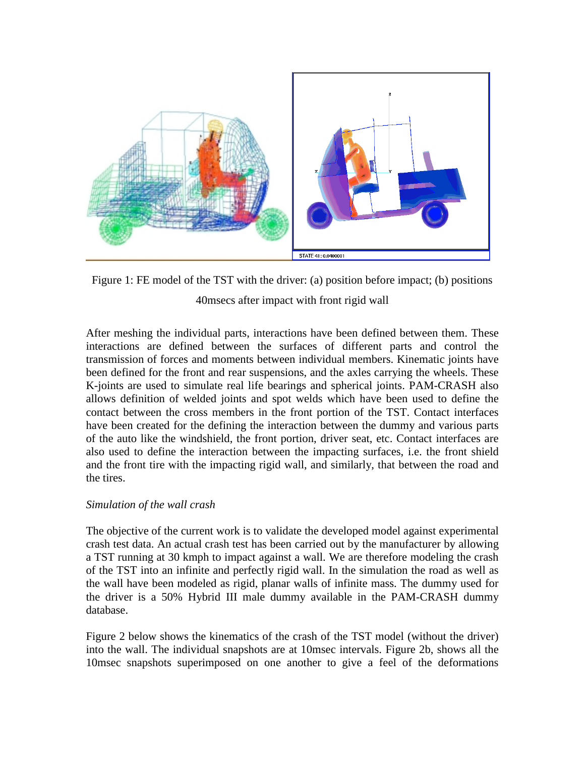Figure 1: FE model of the TST with the driver: (a) position before impact; (b) positions 40msecs after impact with front rigid wall

After meshing the individual parts, interactions have been defined between them. These interactions are defined between the surfaces of different parts and control the transmission of forces and moments between individual members. Kinematic joints have been defined for the front and rear suspensions, and the axles carrying the wheels. These K-joints are used to simulate real life bearings and spherical joints. PAM-CRASH also allows definition of welded joints and spot welds which have been used to define the contact between the cross members in the front portion of the TST. Contact interfaces have been created for the defining the interaction between the dummy and various parts of the auto like the windshield, the front portion, driver seat, etc. Contact interfaces are also used to define the interaction between the impacting surfaces, i.e. the front shield and the front tire with the impacting rigid wall, and similarly, that between the road and the tires.

*Simulation of the wall crash*

The objective of the current work is to validate the developed model against experimental crash test data. An actual crash test has been carried out by the manufacturer by allowing a TST running at 30 kmph to impact against a wall. We are therefore modeling the crash of the TST into an infinite and perfectly rigid wall. In the simulation the road as well as the wall have been modeled as rigid, planar walls of infinite mass. The dummy used for the driver is a 50% Hybrid III male dummy available in the PAM-CRASH dummy database.

Figure 2 below shows the kinematics of the crash of the TST model (without the driver) into the wall. The individual snapshots are at 10msec intervals. Figure 2b, shows all the 10msec snapshots superimposed on one another to give a feel of the deformations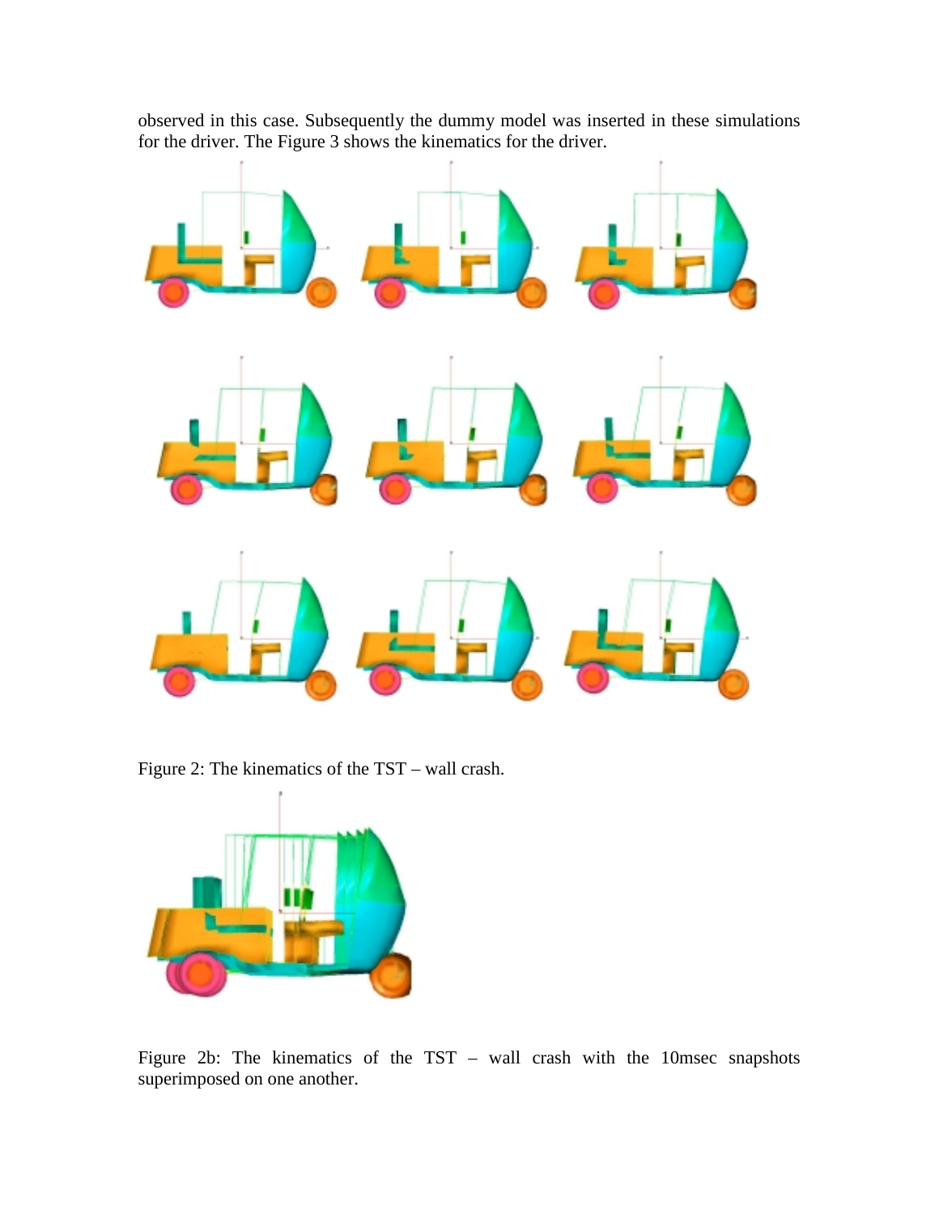observed in this case. Subsequently the dummy model was inserted in these simulations for the driver. The Figure 3 shows the kinematics for the driver.

Figure 2: The kinematics of the TST – wall crash.

Figure 2b: The kinematics of the TST – wall crash with the 10msec snapshots superimposed on one another.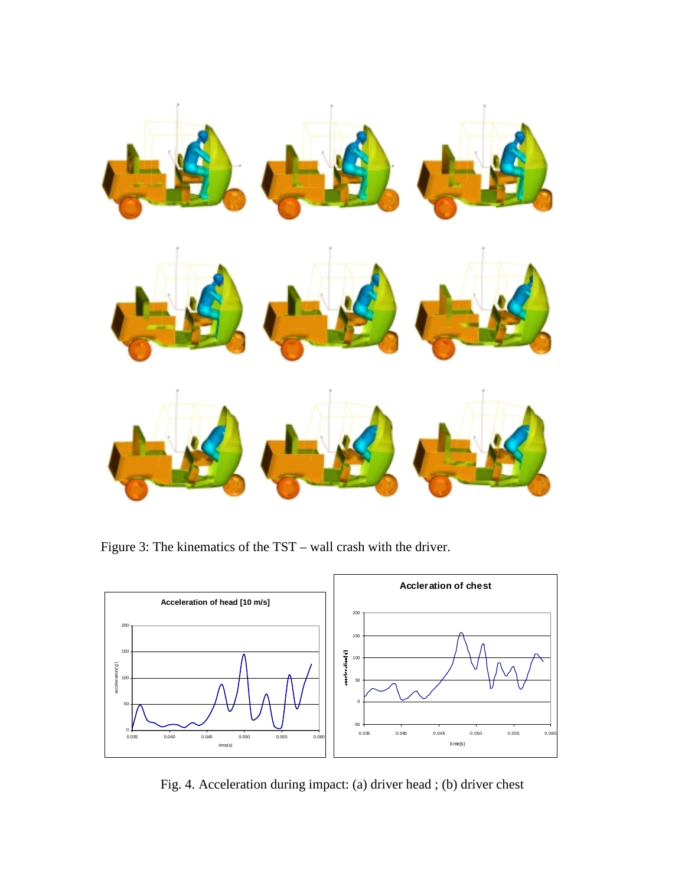Figure 3: The kinematics of the TST – wall crash with the driver.

Fig. 4. Acceleration during impact: (a) driver head ; (b) driver chest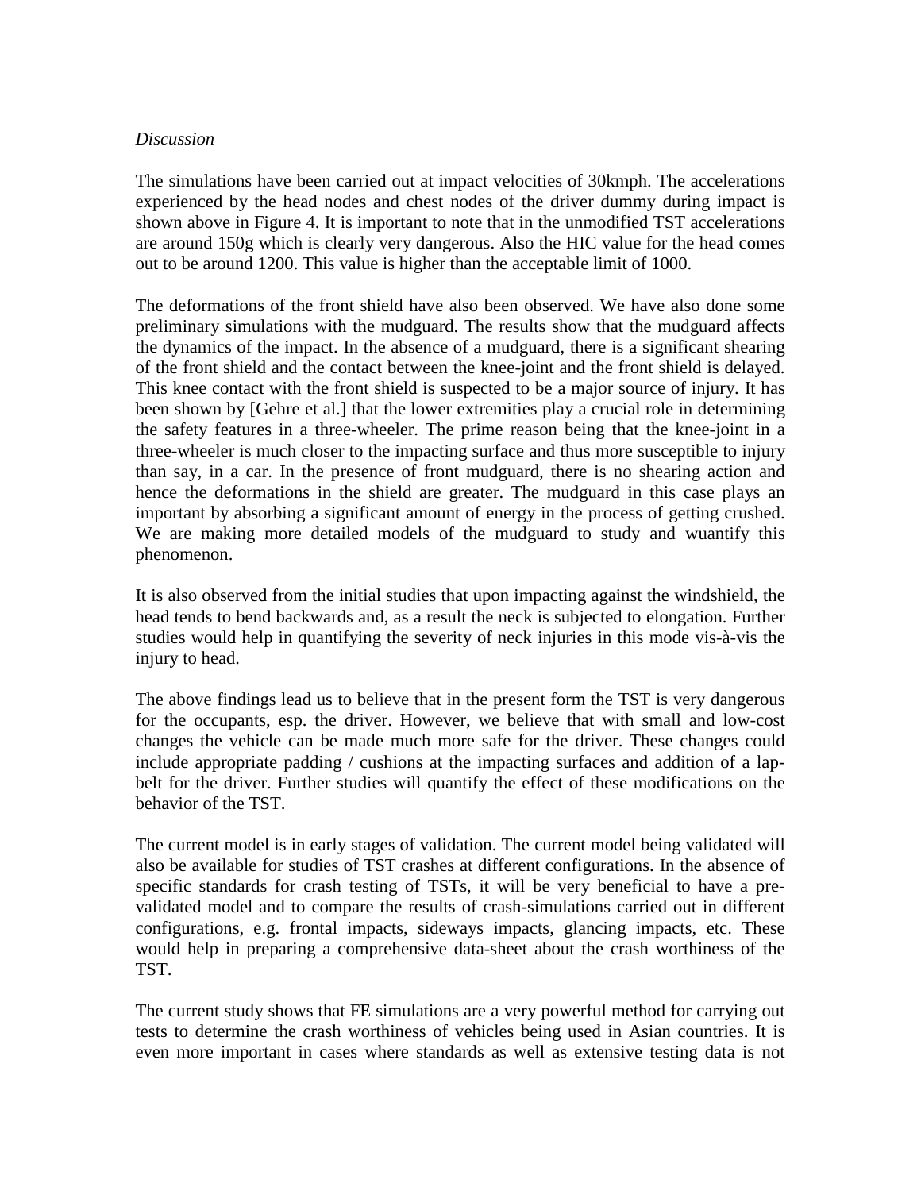*Discussion*

The simulations have been carried out at impact velocities of 30kmph. The accelerations experienced by the head nodes and chest nodes of the driver dummy during impact is shown above in Figure 4. It is important to note that in the unmodified TST accelerations are around 150g which is clearly very dangerous. Also the HIC value for the head comes out to be around 1200. This value is higher than the acceptable limit of 1000.

The deformations of the front shield have also been observed. We have also done some preliminary simulations with the mudguard. The results show that the mudguard affects the dynamics of the impact. In the absence of a mudguard, there is a significant shearing of the front shield and the contact between the knee-joint and the front shield is delayed. This knee contact with the front shield is suspected to be a major source of injury. It has been shown by [Gehre et al.] that the lower extremities play a crucial role in determining the safety features in a three-wheeler. The prime reason being that the knee-joint in a three-wheeler is much closer to the impacting surface and thus more susceptible to injury than say, in a car. In the presence of front mudguard, there is no shearing action and hence the deformations in the shield are greater. The mudguard in this case plays an important by absorbing a significant amount of energy in the process of getting crushed. We are making more detailed models of the mudguard to study and wuantify this phenomenon.

It is also observed from the initial studies that upon impacting against the windshield, the head tends to bend backwards and, as a result the neck is subjected to elongation. Further studies would help in quantifying the severity of neck injuries in this mode vis-à-vis the injury to head.

The above findings lead us to believe that in the present form the TST is very dangerous for the occupants, esp. the driver. However, we believe that with small and low-cost changes the vehicle can be made much more safe for the driver. These changes could include appropriate padding / cushions at the impacting surfaces and addition of a lap-belt for the driver. Further studies will quantify the effect of these modifications on the behavior of the TST.

The current model is in early stages of validation. The current model being validated will also be available for studies of TST crashes at different configurations. In the absence of specific standards for crash testing of TSTs, it will be very beneficial to have a pre-validated model and to compare the results of crash-simulations carried out in different configurations, e.g. frontal impacts, sideways impacts, glancing impacts, etc. These would help in preparing a comprehensive data-sheet about the crash worthiness of the TST.

The current study shows that FE simulations are a very powerful method for carrying out tests to determine the crash worthiness of vehicles being used in Asian countries. It is even more important in cases where standards as well as extensive testing data is not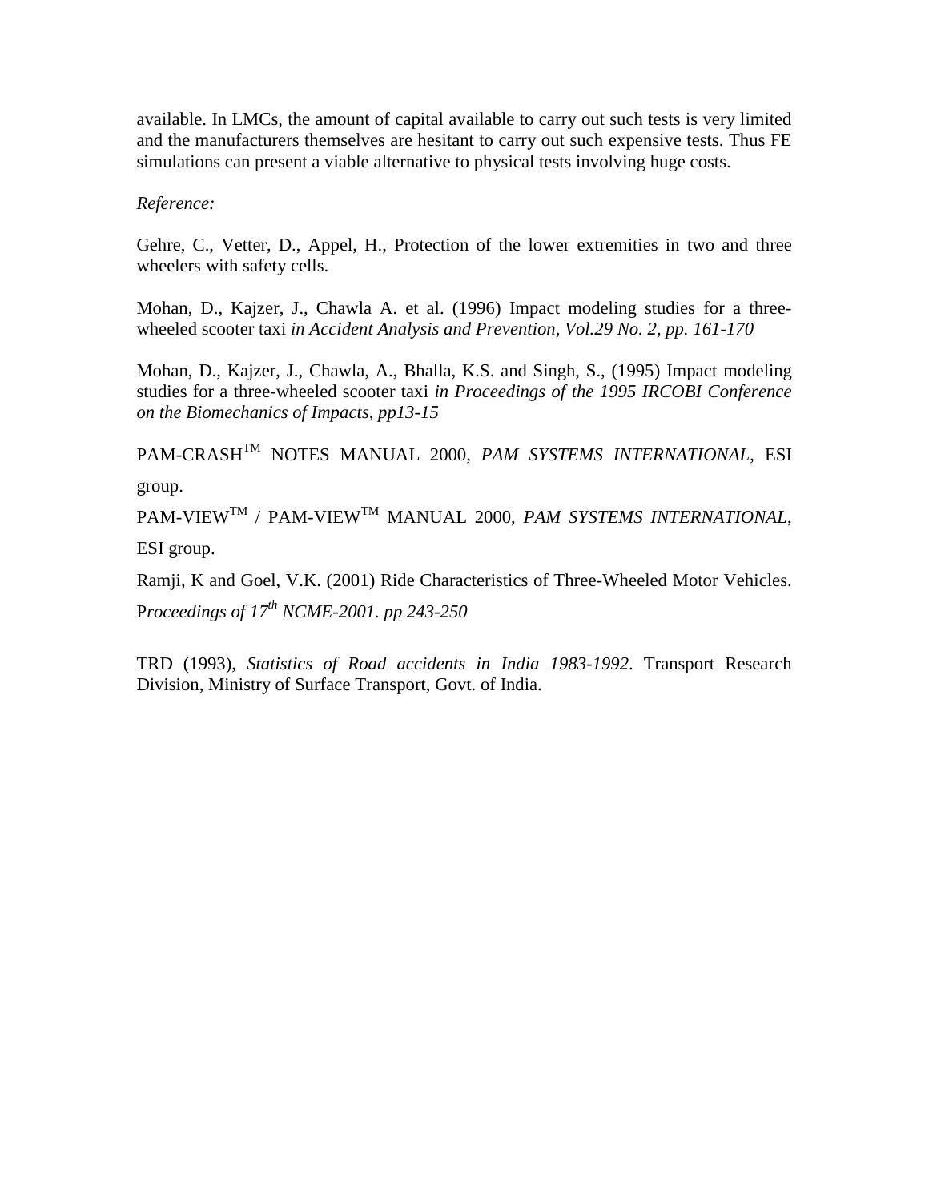available. In LMCs, the amount of capital available to carry out such tests is very limited and the manufacturers themselves are hesitant to carry out such expensive tests. Thus FE simulations can present a viable alternative to physical tests involving huge costs.

*Reference:*

Gehre, C., Vetter, D., Appel, H., Protection of the lower extremities in two and three wheelers with safety cells.

Mohan, D., Kajzer, J., Chawla A. et al. (1996) Impact modeling studies for a three-wheeled scooter taxi *in Accident Analysis and Prevention, Vol.29 No. 2, pp. 161-170*

Mohan, D., Kajzer, J., Chawla, A., Bhalla, K.S. and Singh, S., (1995) Impact modeling studies for a three-wheeled scooter taxi *in Proceedings of the 1995 IRCOBI Conference on the Biomechanics of Impacts, pp13-15*

PAM-CRASH™ NOTES MANUAL 2000, *PAM SYSTEMS INTERNATIONAL*, ESI group.

PAM-VIEW™ / PAM-VIEW™ MANUAL 2000, *PAM SYSTEMS INTERNATIONAL*, ESI group.

Ramji, K and Goel, V.K. (2001) Ride Characteristics of Three-Wheeled Motor Vehicles. P*roceedings of 17th NCME-2001. pp 243-250*

TRD (1993), *Statistics of Road accidents in India 1983-1992*. Transport Research Division, Ministry of Surface Transport, Govt. of India.